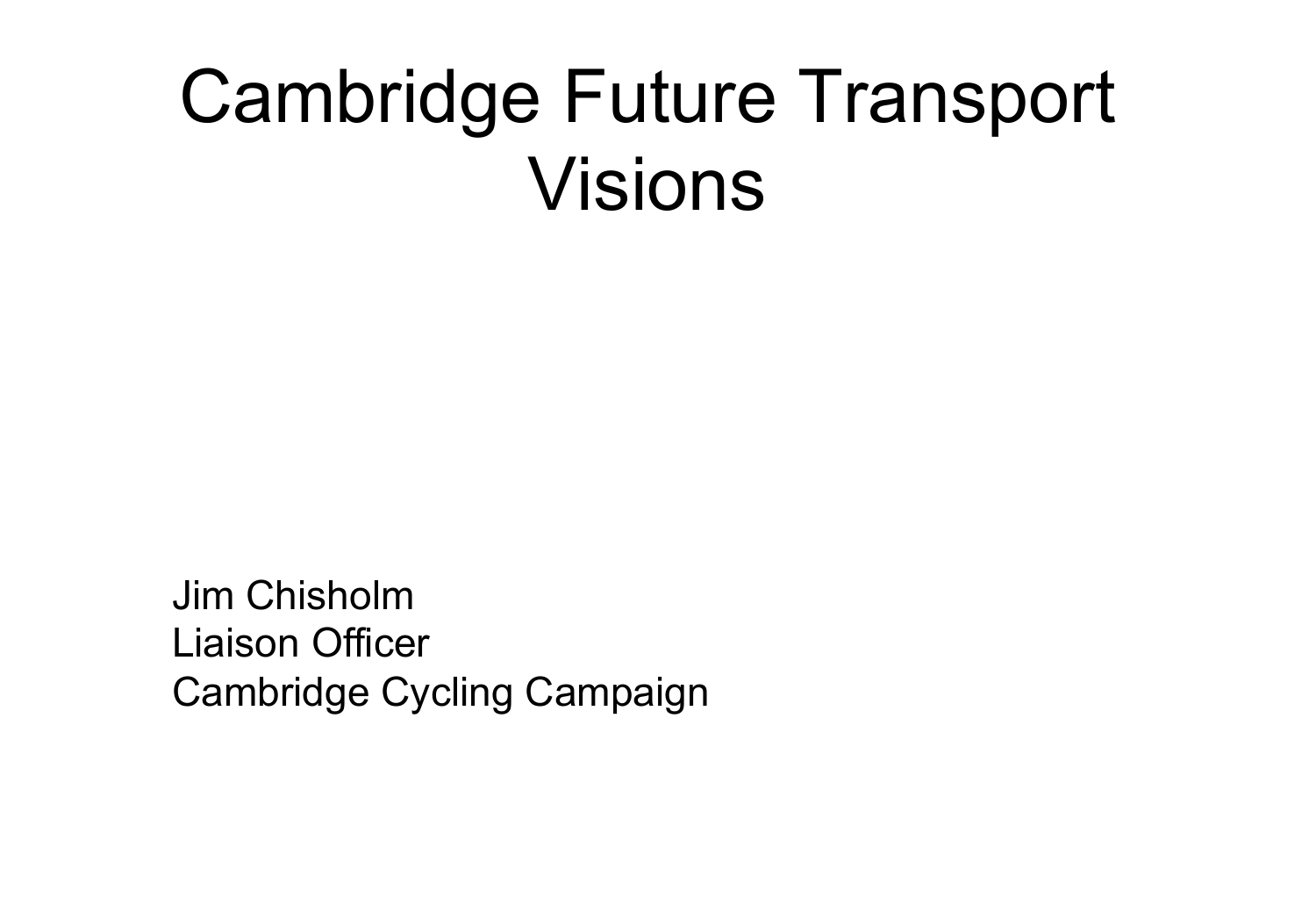# Cambridge Future Transport Visions

Jim Chisholm
Liaison Officer
Cambridge Cycling Campaign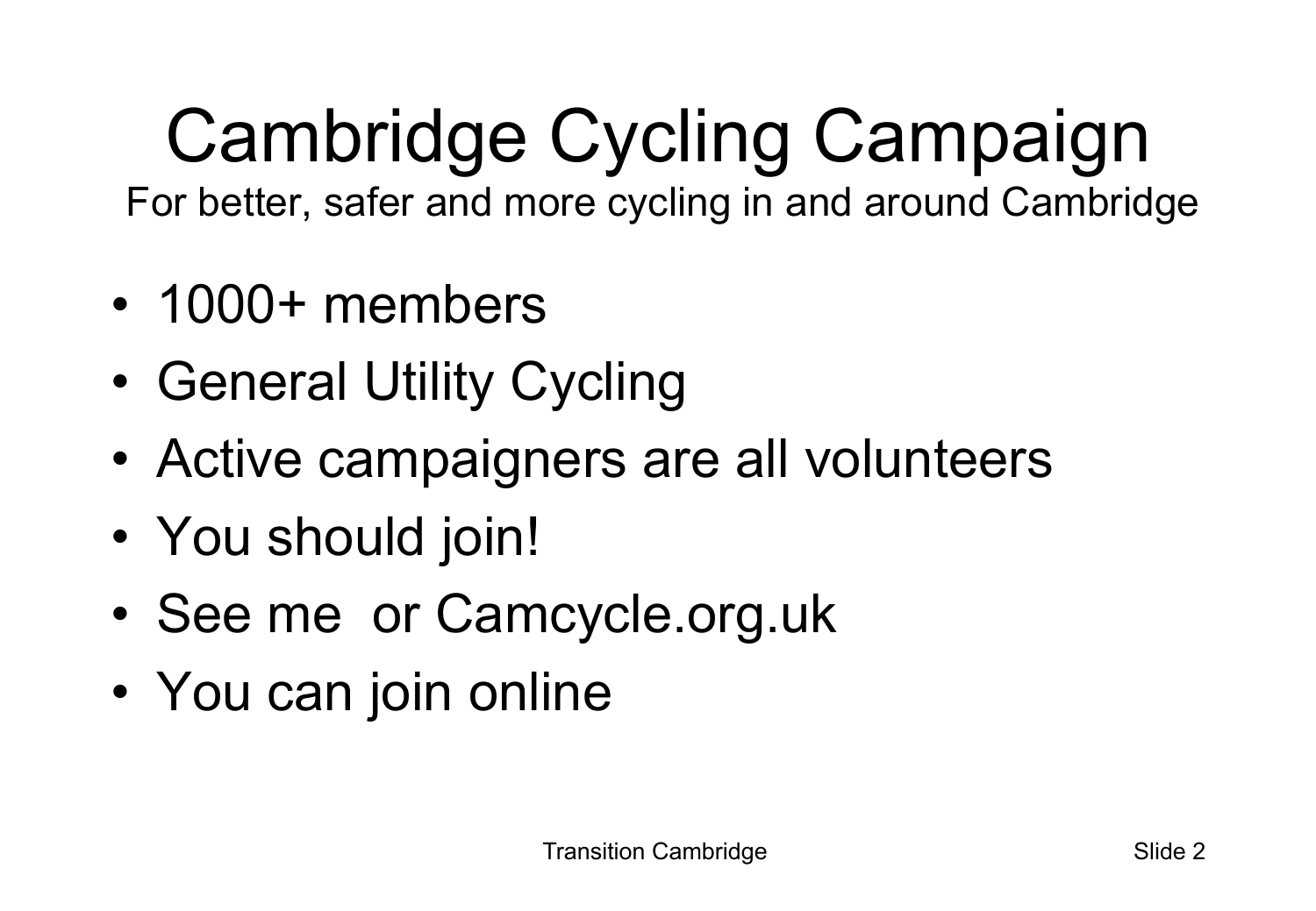# Cambridge Cycling Campaign

For better, safer and more cycling in and around Cambridge

- 1000+ members
- General Utility Cycling
- Active campaigners are all volunteers
- You should join!
- See me  or Camcycle.org.uk
- You can join online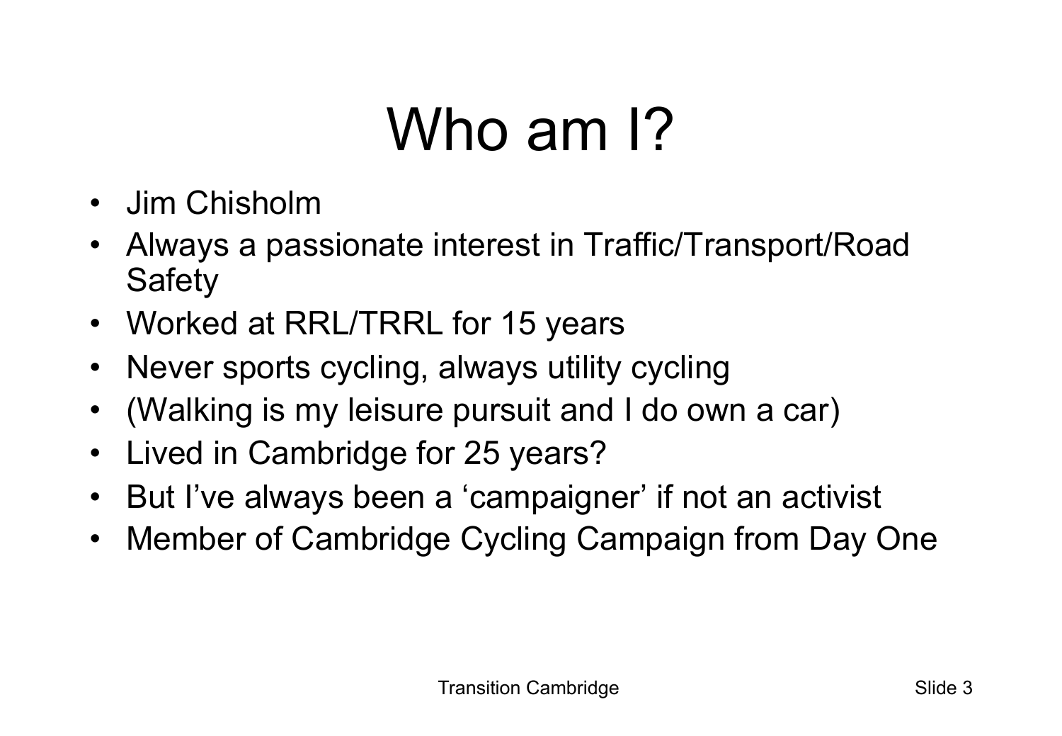# Who am I?

- Jim Chisholm
- Always a passionate interest in Traffic/Transport/Road Safety
- Worked at RRL/TRRL for 15 years
- Never sports cycling, always utility cycling
- (Walking is my leisure pursuit and I do own a car)
- Lived in Cambridge for 25 years?
- But I've always been a 'campaigner' if not an activist
- Member of Cambridge Cycling Campaign from Day One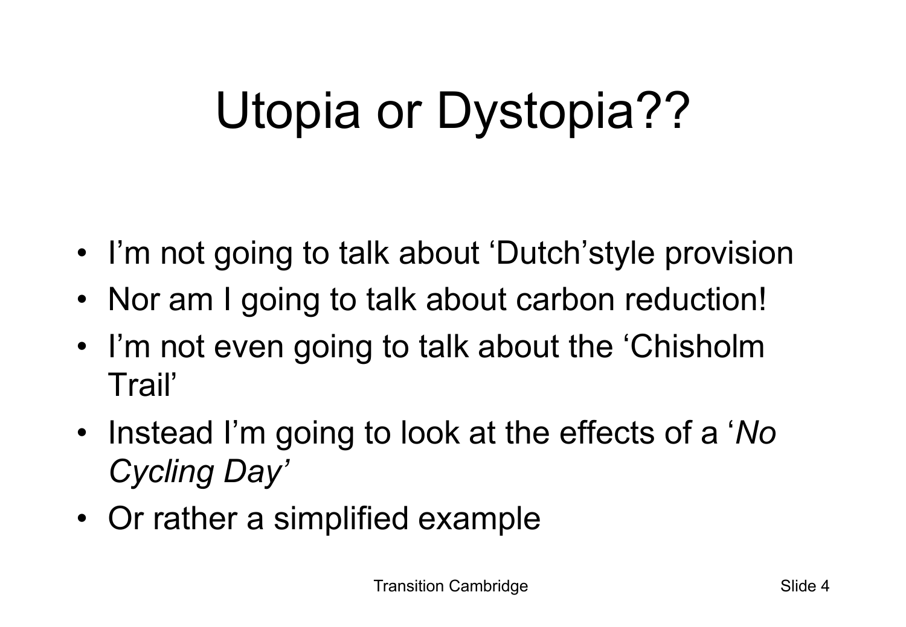# Utopia or Dystopia??

- I'm not going to talk about 'Dutch'style provision
- Nor am I going to talk about carbon reduction!
- I'm not even going to talk about the 'Chisholm Trail'
- Instead I'm going to look at the effects of a '*No Cycling Day'*
- Or rather a simplified example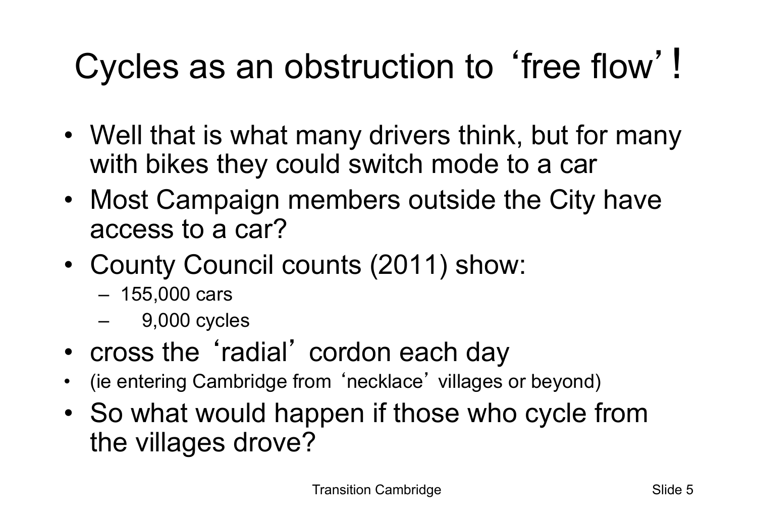# Cycles as an obstruction to 'free flow'!

- Well that is what many drivers think, but for many with bikes they could switch mode to a car
- Most Campaign members outside the City have access to a car?
- County Council counts (2011) show:
  - 155,000 cars
  - 9,000 cycles
- cross the 'radial' cordon each day
- (ie entering Cambridge from 'necklace' villages or beyond)
- So what would happen if those who cycle from the villages drove?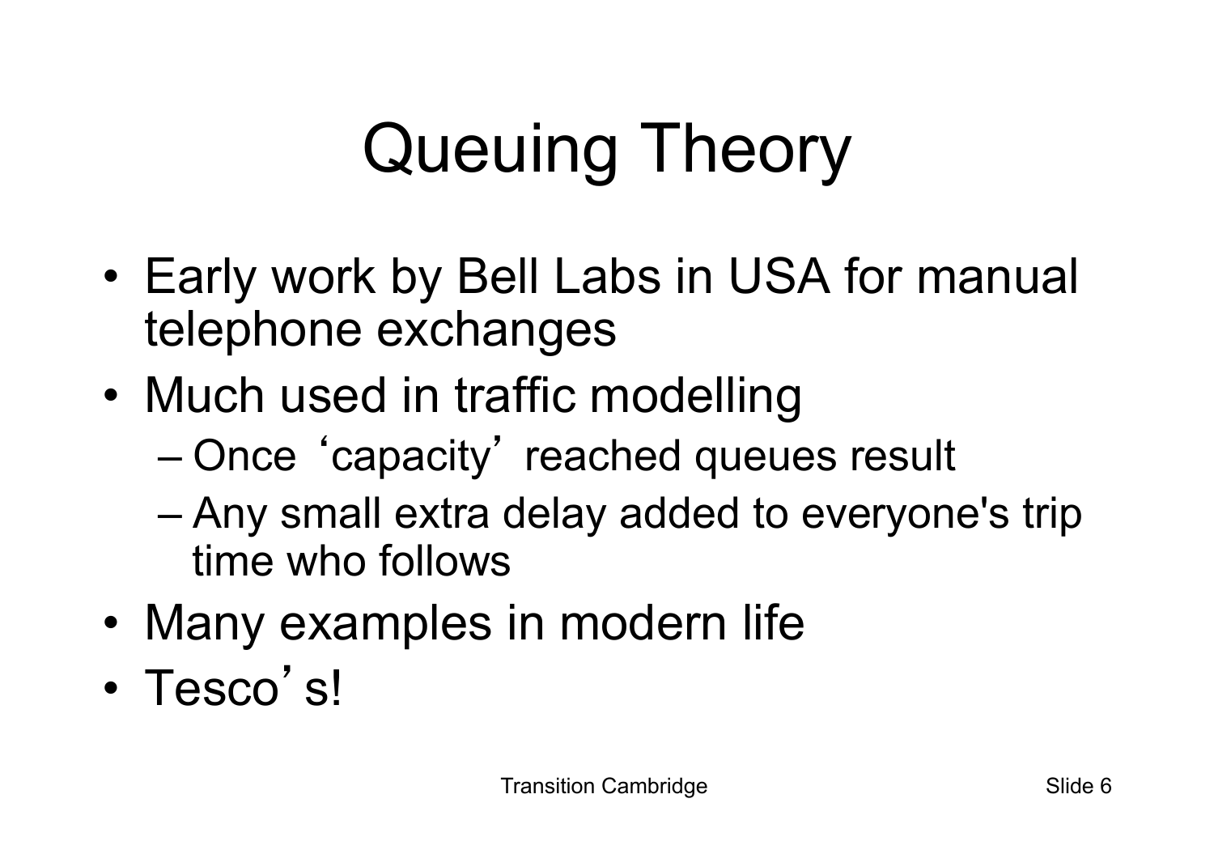# Queuing Theory

- Early work by Bell Labs in USA for manual telephone exchanges
- Much used in traffic modelling
  - Once 'capacity' reached queues result
  - Any small extra delay added to everyone's trip time who follows
- Many examples in modern life
- Tesco's!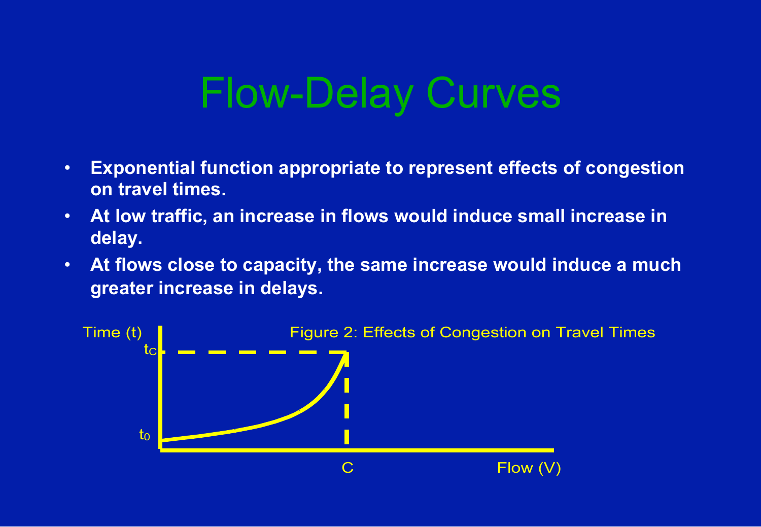# Flow-Delay Curves

- **Exponential function appropriate to represent effects of congestion on travel times.**
- **At low traffic, an increase in flows would induce small increase in delay.**
- **At flows close to capacity, the same increase would induce a much greater increase in delays.**

Figure 2: Effects of Congestion on Travel Times

Time (t)

$t_C$

$t_0$

C

Flow (V)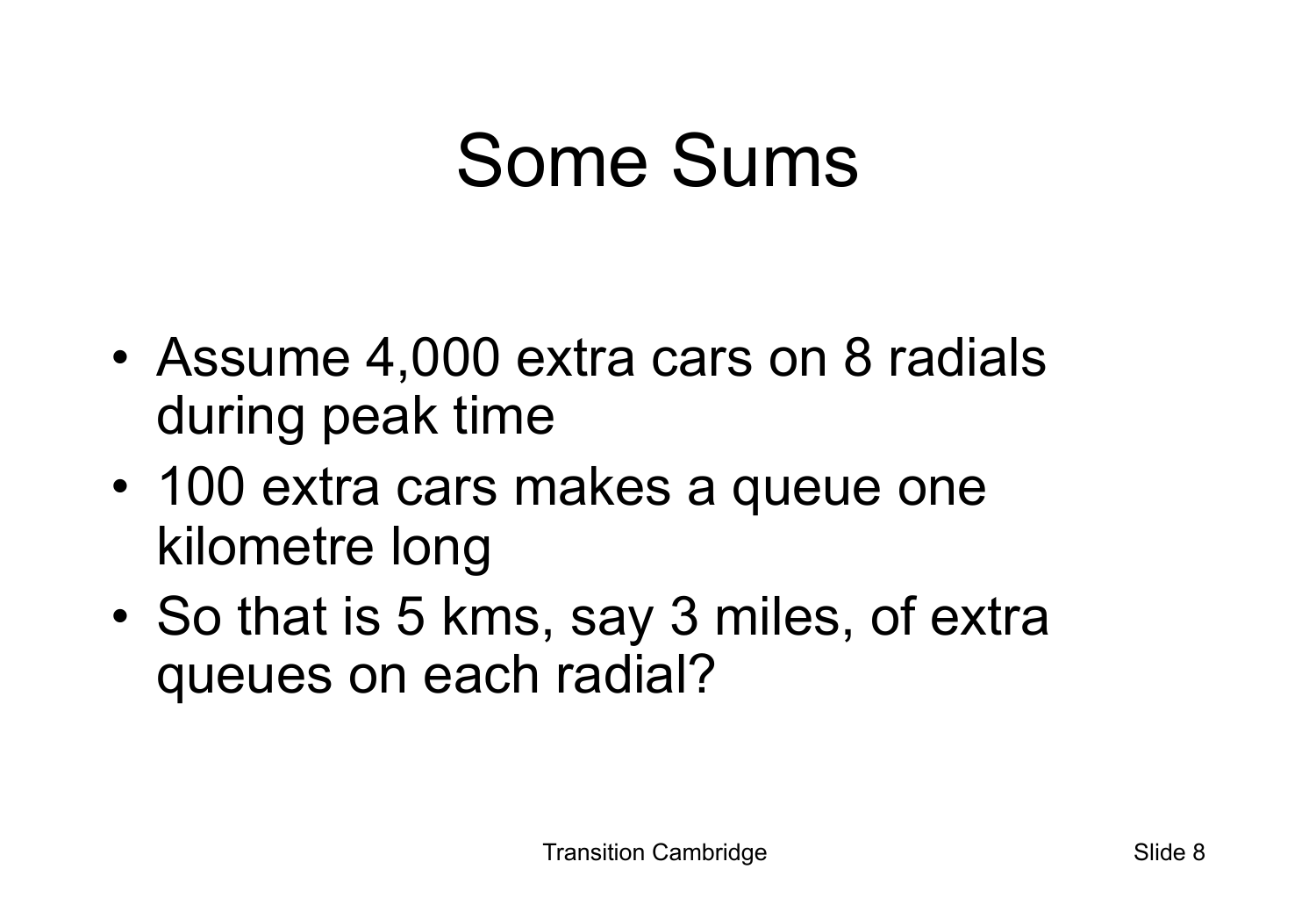# Some Sums

- Assume 4,000 extra cars on 8 radials during peak time
- 100 extra cars makes a queue one kilometre long
- So that is 5 kms, say 3 miles, of extra queues on each radial?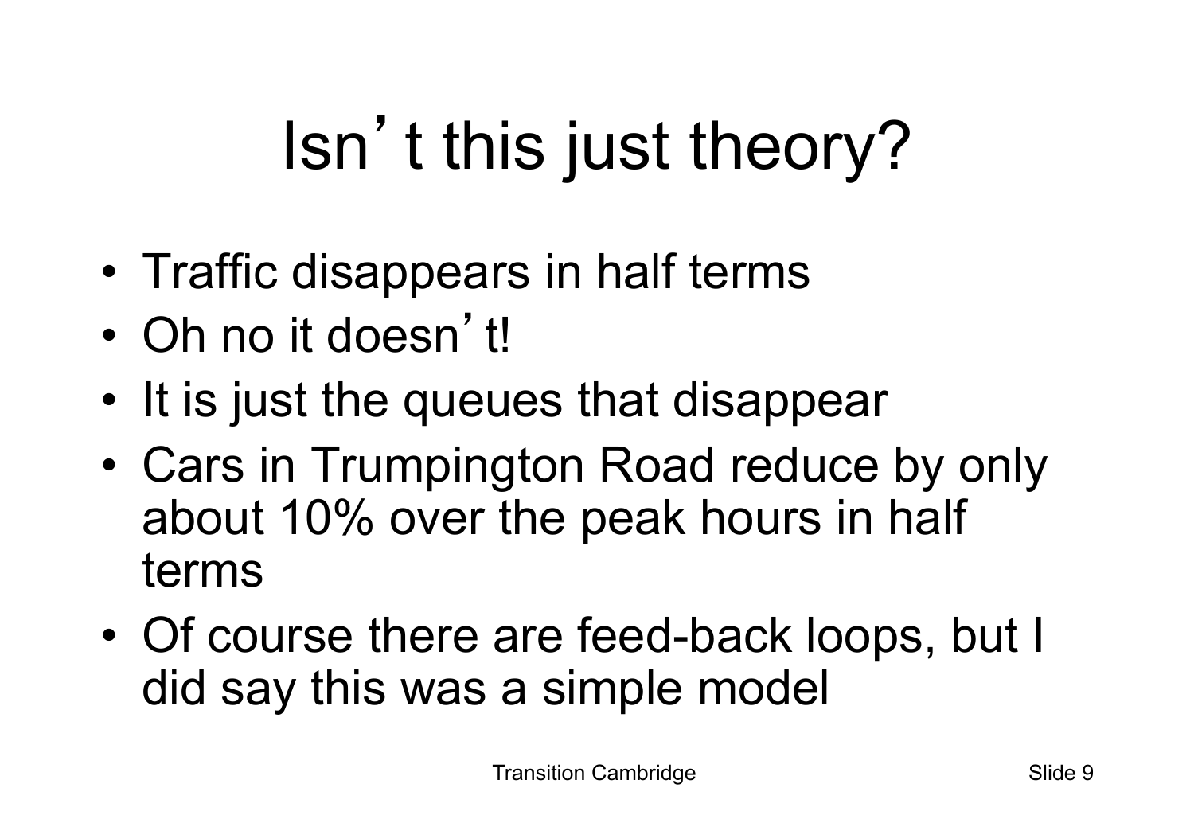# Isn't this just theory?

- Traffic disappears in half terms
- Oh no it doesn't!
- It is just the queues that disappear
- Cars in Trumpington Road reduce by only about 10% over the peak hours in half terms
- Of course there are feed-back loops, but I did say this was a simple model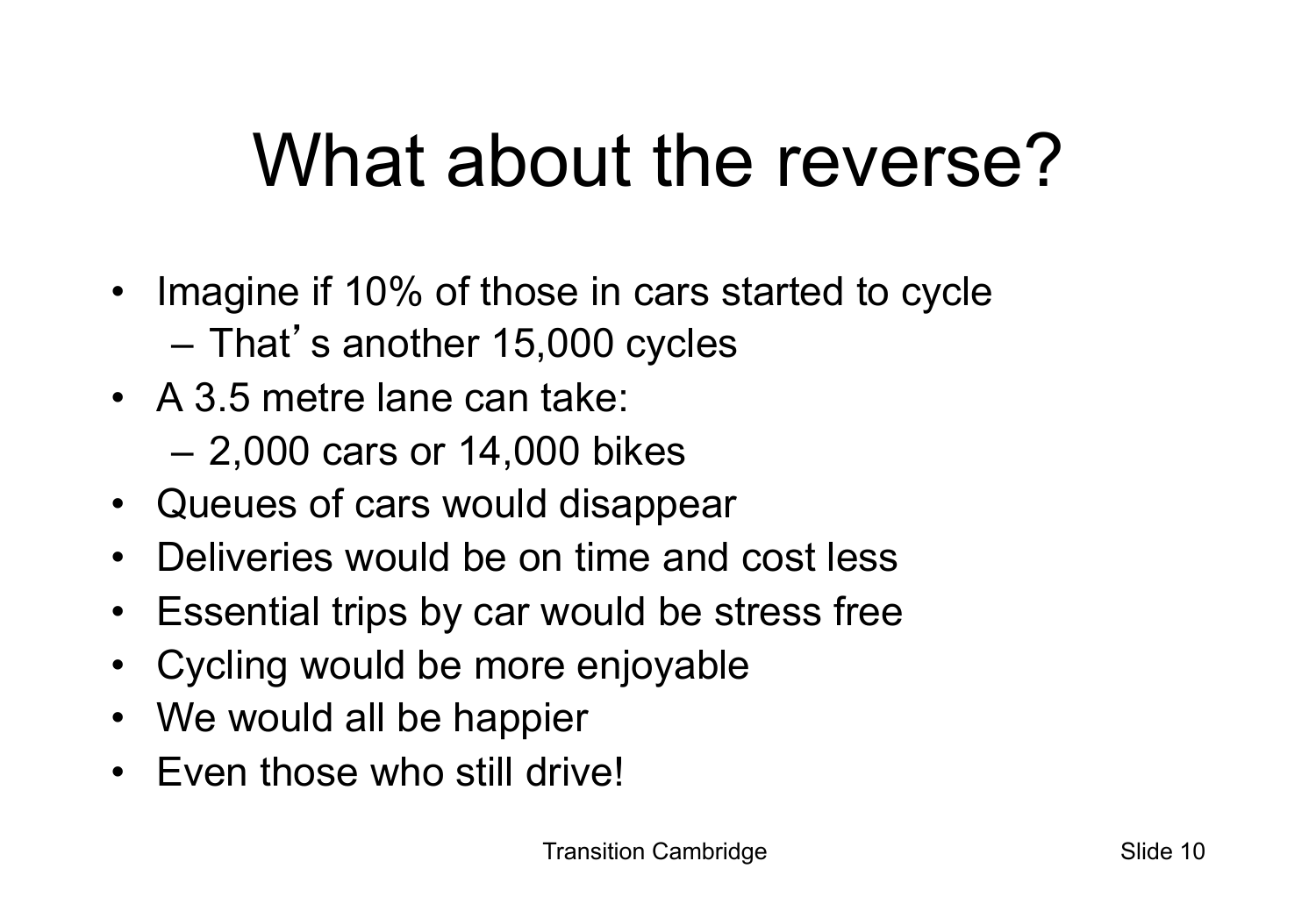# What about the reverse?

- Imagine if 10% of those in cars started to cycle
  - That's another 15,000 cycles
- A 3.5 metre lane can take:
  - 2,000 cars or 14,000 bikes
- Queues of cars would disappear
- Deliveries would be on time and cost less
- Essential trips by car would be stress free
- Cycling would be more enjoyable
- We would all be happier
- Even those who still drive!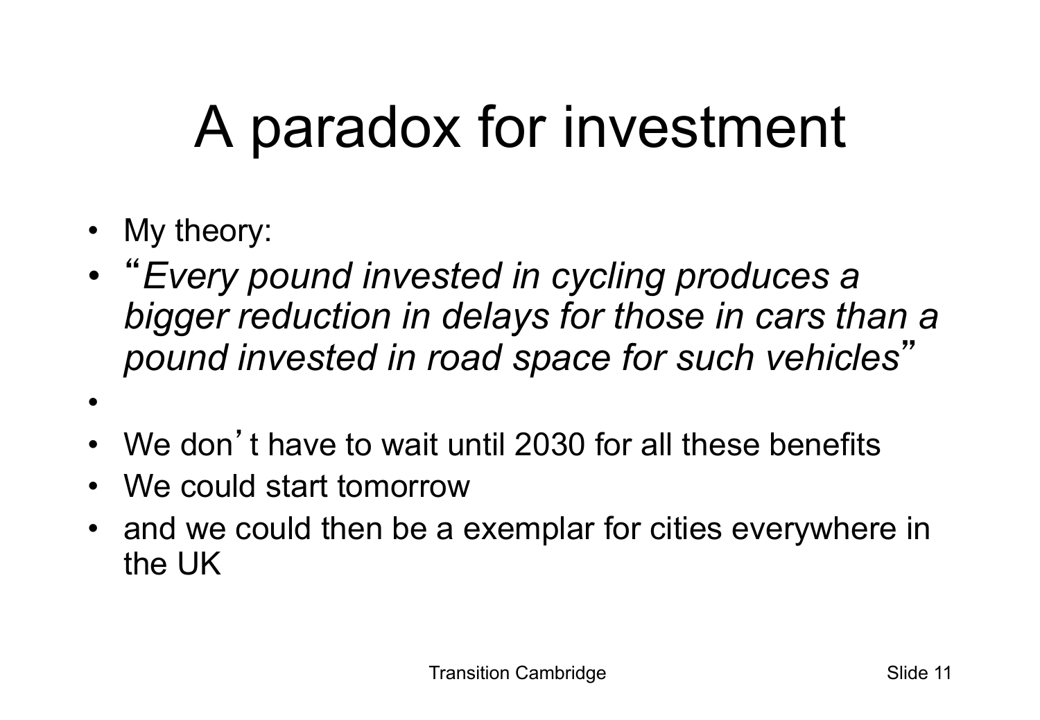# A paradox for investment

- My theory:
- "*Every pound invested in cycling produces a bigger reduction in delays for those in cars than a pound invested in road space for such vehicles*"
- We don't have to wait until 2030 for all these benefits
- We could start tomorrow
- and we could then be a exemplar for cities everywhere in the UK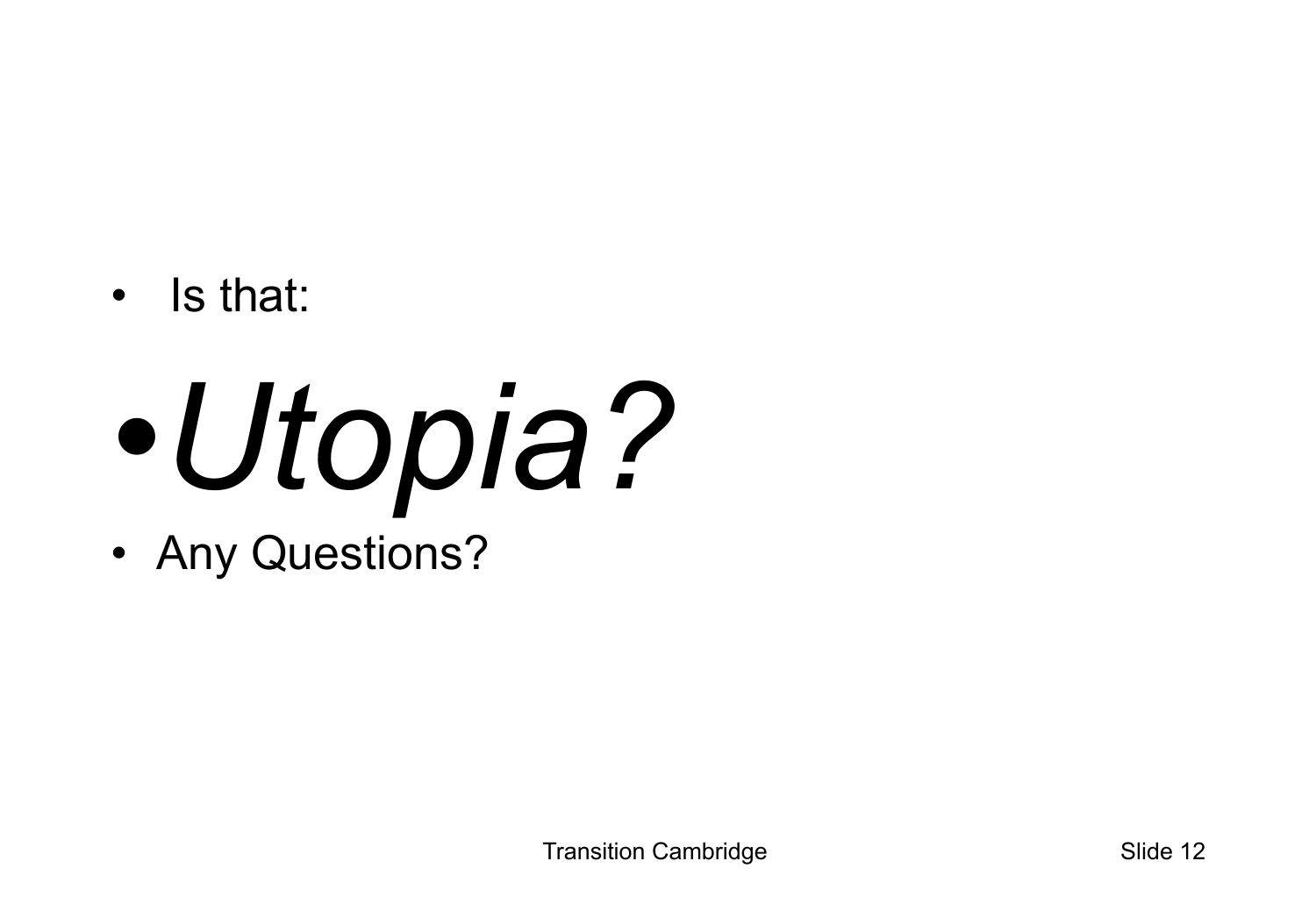- Is that:

- *Utopia?*

- Any Questions?